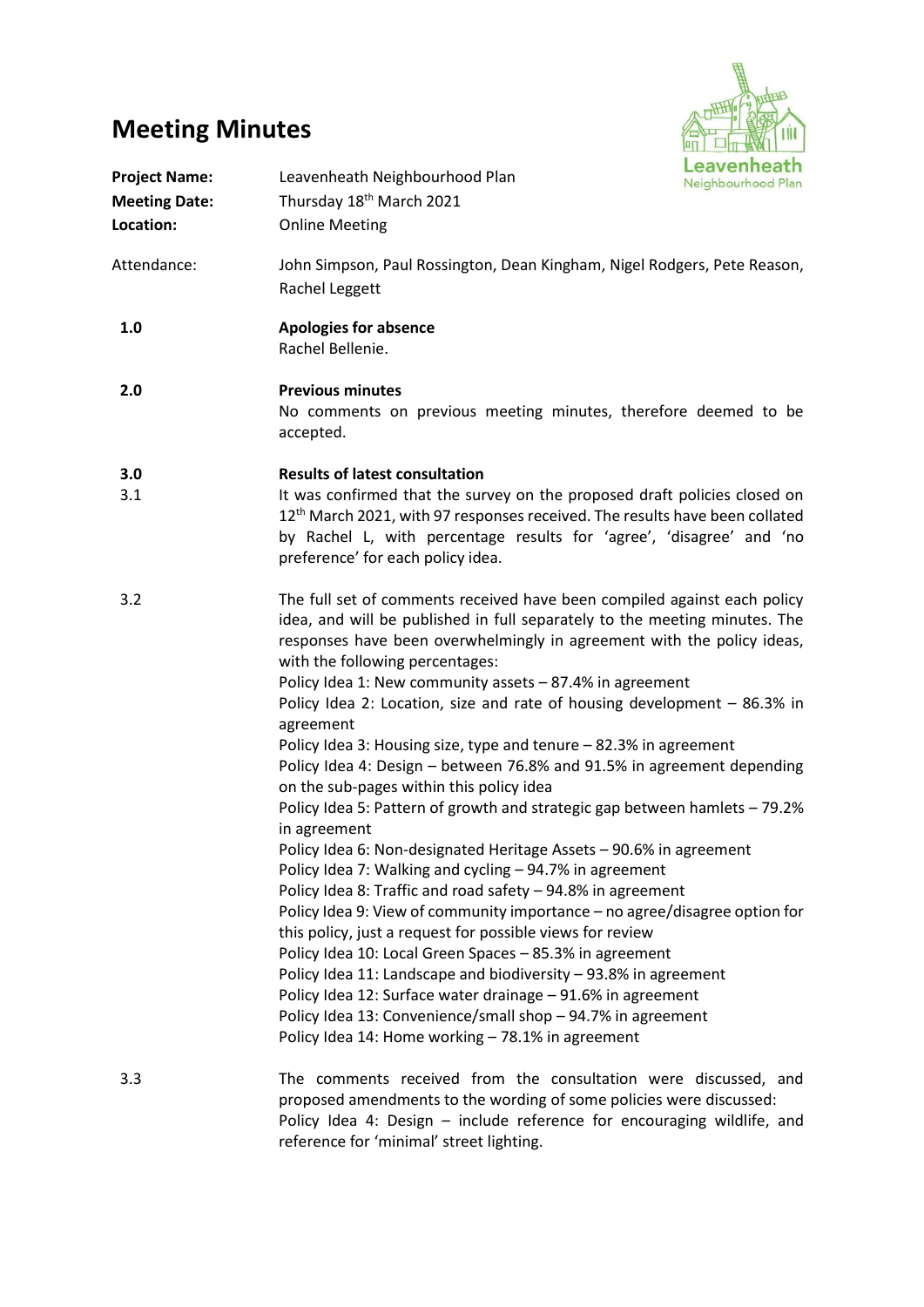# Meeting Minutes

**Project Name:** Leavenheath Neighbourhood Plan
**Meeting Date:** Thursday 18th March 2021
**Location:** Online Meeting

Attendance: John Simpson, Paul Rossington, Dean Kingham, Nigel Rodgers, Pete Reason, Rachel Leggett

**1.0 Apologies for absence**

Rachel Bellenie.

**2.0 Previous minutes**

No comments on previous meeting minutes, therefore deemed to be accepted.

**3.0 Results of latest consultation**

3.1 It was confirmed that the survey on the proposed draft policies closed on 12th March 2021, with 97 responses received. The results have been collated by Rachel L, with percentage results for 'agree', 'disagree' and 'no preference' for each policy idea.

3.2 The full set of comments received have been compiled against each policy idea, and will be published in full separately to the meeting minutes. The responses have been overwhelmingly in agreement with the policy ideas, with the following percentages:

Policy Idea 1: New community assets – 87.4% in agreement
Policy Idea 2: Location, size and rate of housing development – 86.3% in agreement
Policy Idea 3: Housing size, type and tenure – 82.3% in agreement
Policy Idea 4: Design – between 76.8% and 91.5% in agreement depending on the sub-pages within this policy idea
Policy Idea 5: Pattern of growth and strategic gap between hamlets – 79.2% in agreement
Policy Idea 6: Non-designated Heritage Assets – 90.6% in agreement
Policy Idea 7: Walking and cycling – 94.7% in agreement
Policy Idea 8: Traffic and road safety – 94.8% in agreement
Policy Idea 9: View of community importance – no agree/disagree option for this policy, just a request for possible views for review
Policy Idea 10: Local Green Spaces – 85.3% in agreement
Policy Idea 11: Landscape and biodiversity – 93.8% in agreement
Policy Idea 12: Surface water drainage – 91.6% in agreement
Policy Idea 13: Convenience/small shop – 94.7% in agreement
Policy Idea 14: Home working – 78.1% in agreement

3.3 The comments received from the consultation were discussed, and proposed amendments to the wording of some policies were discussed:
Policy Idea 4: Design – include reference for encouraging wildlife, and reference for 'minimal' street lighting.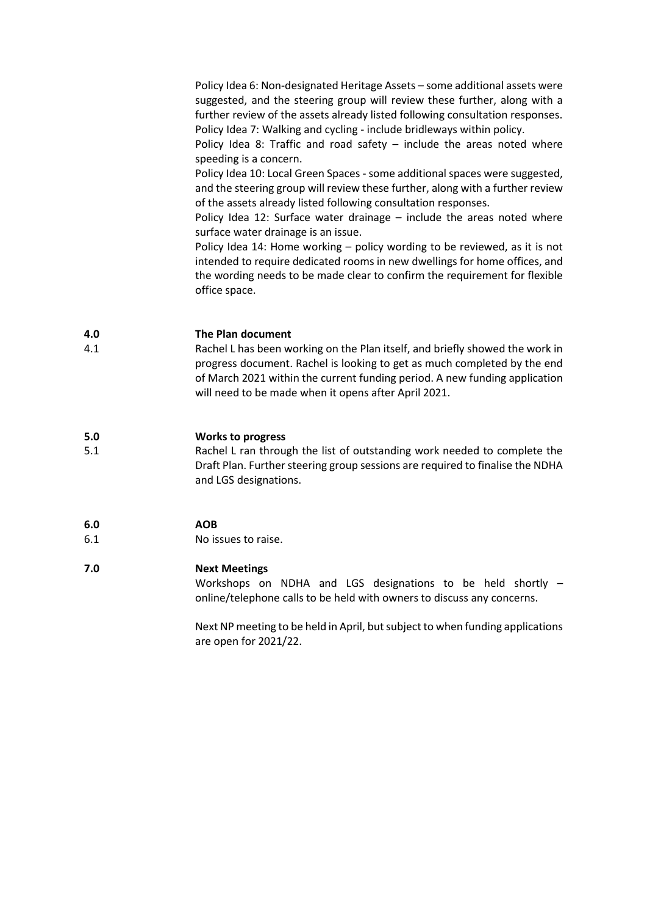Policy Idea 6: Non-designated Heritage Assets – some additional assets were suggested, and the steering group will review these further, along with a further review of the assets already listed following consultation responses.
Policy Idea 7: Walking and cycling - include bridleways within policy.
Policy Idea 8: Traffic and road safety – include the areas noted where speeding is a concern.
Policy Idea 10: Local Green Spaces - some additional spaces were suggested, and the steering group will review these further, along with a further review of the assets already listed following consultation responses.
Policy Idea 12: Surface water drainage – include the areas noted where surface water drainage is an issue.
Policy Idea 14: Home working – policy wording to be reviewed, as it is not intended to require dedicated rooms in new dwellings for home offices, and the wording needs to be made clear to confirm the requirement for flexible office space.

**4.0 The Plan document**

4.1 Rachel L has been working on the Plan itself, and briefly showed the work in progress document. Rachel is looking to get as much completed by the end of March 2021 within the current funding period. A new funding application will need to be made when it opens after April 2021.

**5.0 Works to progress**

5.1 Rachel L ran through the list of outstanding work needed to complete the Draft Plan. Further steering group sessions are required to finalise the NDHA and LGS designations.

**6.0 AOB**

6.1 No issues to raise.

**7.0 Next Meetings**

Workshops on NDHA and LGS designations to be held shortly – online/telephone calls to be held with owners to discuss any concerns.

Next NP meeting to be held in April, but subject to when funding applications are open for 2021/22.